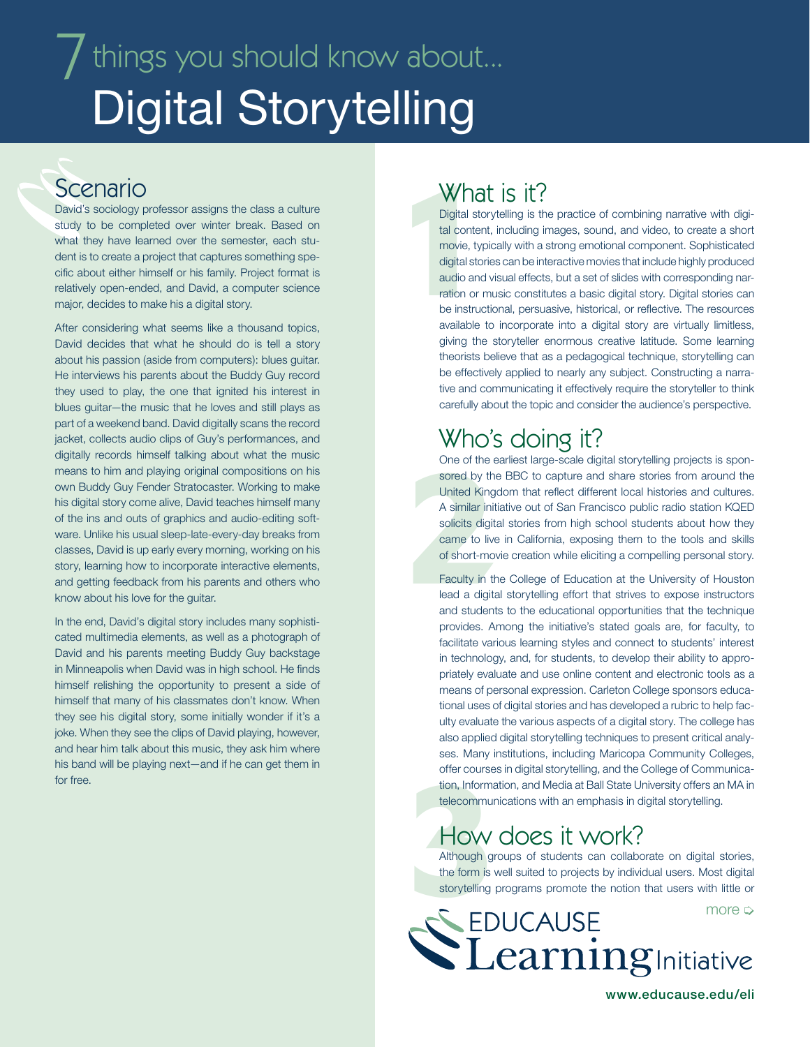# 7 things you should know about... Digital Storytelling

## Scenario

David's sociology professor assigns the class a culture study to be completed over winter break. Based on what they have learned over the semester, each student is to create a project that captures something specific about either himself or his family. Project format is relatively open-ended, and David, a computer science major, decides to make his a digital story.

After considering what seems like a thousand topics, David decides that what he should do is tell a story about his passion (aside from computers): blues guitar. He interviews his parents about the Buddy Guy record they used to play, the one that ignited his interest in blues guitar—the music that he loves and still plays as part of a weekend band. David digitally scans the record jacket, collects audio clips of Guy's performances, and digitally records himself talking about what the music means to him and playing original compositions on his own Buddy Guy Fender Stratocaster. Working to make his digital story come alive, David teaches himself many of the ins and outs of graphics and audio-editing software. Unlike his usual sleep-late-every-day breaks from classes, David is up early every morning, working on his story, learning how to incorporate interactive elements, and getting feedback from his parents and others who know about his love for the guitar.

In the end, David's digital story includes many sophisticated multimedia elements, as well as a photograph of David and his parents meeting Buddy Guy backstage in Minneapolis when David was in high school. He finds himself relishing the opportunity to present a side of himself that many of his classmates don't know. When they see his digital story, some initially wonder if it's a joke. When they see the clips of David playing, however, and hear him talk about this music, they ask him where his band will be playing next—and if he can get them in for free.

## 1 What is it?

Digital storytelling is the practice of combining narrative with digital content, including images, sound, and video, to create a short movie, typically with a strong emotional component. Sophisticated digital stories can be interactive movies that include highly produced audio and visual effects, but a set of slides with corresponding narration or music constitutes a basic digital story. Digital stories can be instructional, persuasive, historical, or reflective. The resources available to incorporate into a digital story are virtually limitless, giving the storyteller enormous creative latitude. Some learning theorists believe that as a pedagogical technique, storytelling can be effectively applied to nearly any subject. Constructing a narrative and communicating it effectively require the storyteller to think carefully about the topic and consider the audience's perspective.

## 2 Who's doing it?

One of the earliest large-scale digital storytelling projects is sponsored by the BBC to capture and share stories from around the United Kingdom that reflect different local histories and cultures. A similar initiative out of San Francisco public radio station KQED solicits digital stories from high school students about how they came to live in California, exposing them to the tools and skills of short-movie creation while eliciting a compelling personal story.

Faculty in the College of Education at the University of Houston lead a digital storytelling effort that strives to expose instructors and students to the educational opportunities that the technique provides. Among the initiative's stated goals are, for faculty, to facilitate various learning styles and connect to students' interest in technology, and, for students, to develop their ability to appropriately evaluate and use online content and electronic tools as a means of personal expression. Carleton College sponsors educational uses of digital stories and has developed a rubric to help faculty evaluate the various aspects of a digital story. The college has also applied digital storytelling techniques to present critical analyses. Many institutions, including Maricopa Community Colleges, offer courses in digital storytelling, and the College of Communication, Information, and Media at Ball State University offers an MA in telecommunications with an emphasis in digital storytelling.

## 3 How does it work?

Although groups of students can collaborate on digital stories, the form is well suited to projects by individual users. Most digital storytelling programs promote the notion that users with little or

more ⇨

EDUCAUSE Learning Initiative

www.educause.edu/eli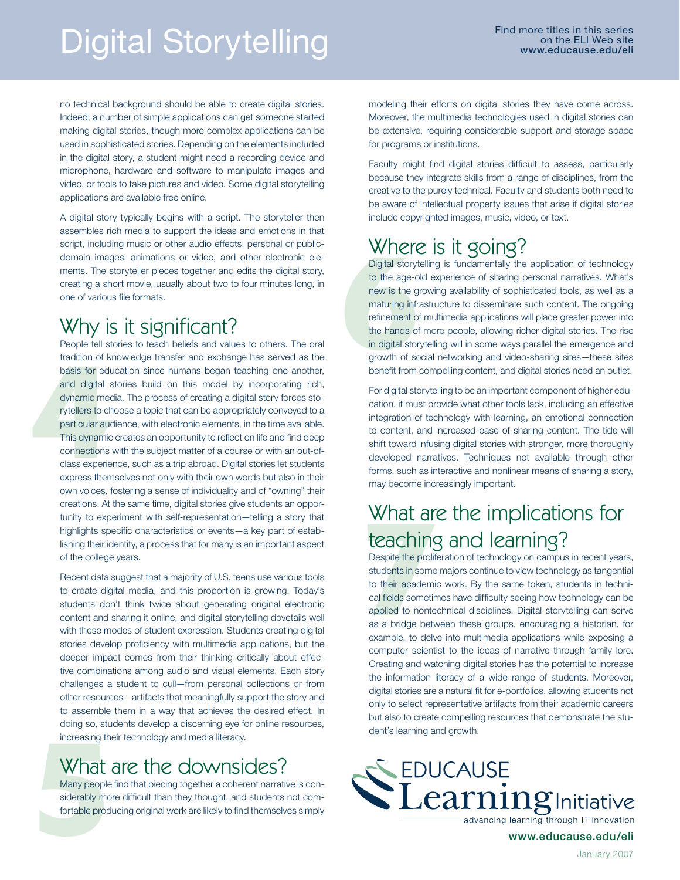no technical background should be able to create digital stories. Indeed, a number of simple applications can get someone started making digital stories, though more complex applications can be used in sophisticated stories. Depending on the elements included in the digital story, a student might need a recording device and microphone, hardware and software to manipulate images and video, or tools to take pictures and video. Some digital storytelling applications are available free online.

A digital story typically begins with a script. The storyteller then assembles rich media to support the ideas and emotions in that script, including music or other audio effects, personal or public-domain images, animations or video, and other electronic elements. The storyteller pieces together and edits the digital story, creating a short movie, usually about two to four minutes long, in one of various file formats.

## Why is it significant?

People tell stories to teach beliefs and values to others. The oral tradition of knowledge transfer and exchange has served as the basis for education since humans began teaching one another, and digital stories build on this model by incorporating rich, dynamic media. The process of creating a digital story forces storytellers to choose a topic that can be appropriately conveyed to a particular audience, with electronic elements, in the time available. This dynamic creates an opportunity to reflect on life and find deep connections with the subject matter of a course or with an out-of-class experience, such as a trip abroad. Digital stories let students express themselves not only with their own words but also in their own voices, fostering a sense of individuality and of "owning" their creations. At the same time, digital stories give students an opportunity to experiment with self-representation—telling a story that highlights specific characteristics or events—a key part of establishing their identity, a process that for many is an important aspect of the college years.

Recent data suggest that a majority of U.S. teens use various tools to create digital media, and this proportion is growing. Today's students don't think twice about generating original electronic content and sharing it online, and digital storytelling dovetails well with these modes of student expression. Students creating digital stories develop proficiency with multimedia applications, but the deeper impact comes from their thinking critically about effective combinations among audio and visual elements. Each story challenges a student to cull—from personal collections or from other resources—artifacts that meaningfully support the story and to assemble them in a way that achieves the desired effect. In doing so, students develop a discerning eye for online resources, increasing their technology and media literacy.

## What are the downsides?

Many people find that piecing together a coherent narrative is considerably more difficult than they thought, and students not comfortable producing original work are likely to find themselves simply modeling their efforts on digital stories they have come across. Moreover, the multimedia technologies used in digital stories can be extensive, requiring considerable support and storage space for programs or institutions.

Faculty might find digital stories difficult to assess, particularly because they integrate skills from a range of disciplines, from the creative to the purely technical. Faculty and students both need to be aware of intellectual property issues that arise if digital stories include copyrighted images, music, video, or text.

## Where is it going?

Digital storytelling is fundamentally the application of technology to the age-old experience of sharing personal narratives. What's new is the growing availability of sophisticated tools, as well as a maturing infrastructure to disseminate such content. The ongoing refinement of multimedia applications will place greater power into the hands of more people, allowing richer digital stories. The rise in digital storytelling will in some ways parallel the emergence and growth of social networking and video-sharing sites—these sites benefit from compelling content, and digital stories need an outlet.

For digital storytelling to be an important component of higher education, it must provide what other tools lack, including an effective integration of technology with learning, an emotional connection to content, and increased ease of sharing content. The tide will shift toward infusing digital stories with stronger, more thoroughly developed narratives. Techniques not available through other forms, such as interactive and nonlinear means of sharing a story, may become increasingly important.

## What are the implications for teaching and learning?

Despite the proliferation of technology on campus in recent years, students in some majors continue to view technology as tangential to their academic work. By the same token, students in technical fields sometimes have difficulty seeing how technology can be applied to nontechnical disciplines. Digital storytelling can serve as a bridge between these groups, encouraging a historian, for example, to delve into multimedia applications while exposing a computer scientist to the ideas of narrative through family lore. Creating and watching digital stories has the potential to increase the information literacy of a wide range of students. Moreover, digital stories are a natural fit for e-portfolios, allowing students not only to select representative artifacts from their academic careers but also to create compelling resources that demonstrate the student's learning and growth.

EDUCAUSE Learning Initiative

advancing learning through IT innovation

www.educause.edu/eli

January 2007